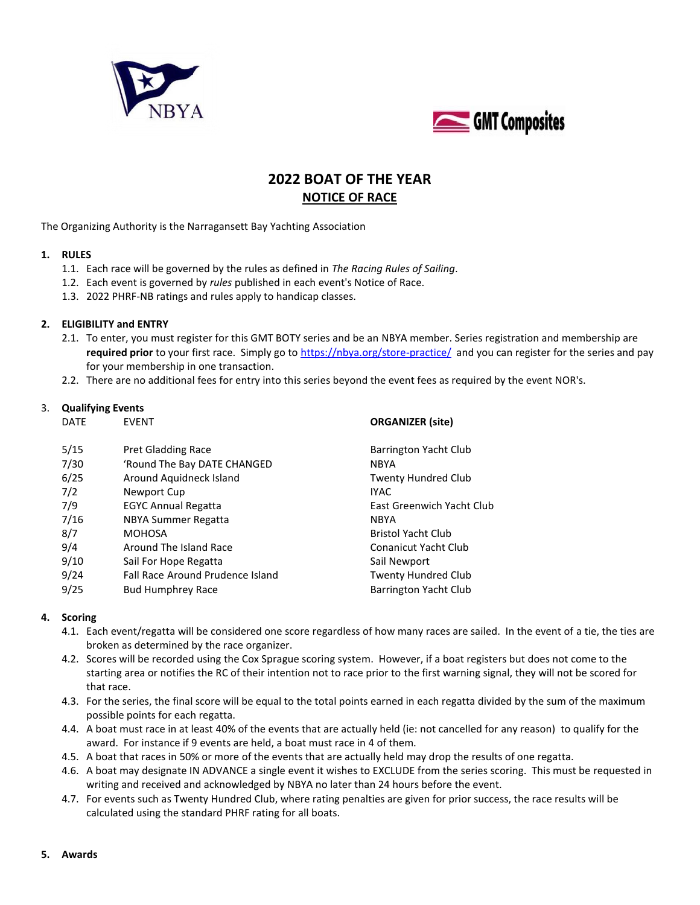NBYA

GMT Composites

# 2022 BOAT OF THE YEAR

## NOTICE OF RACE

The Organizing Authority is the Narragansett Bay Yachting Association

**1. RULES**

1.1. Each race will be governed by the rules as defined in *The Racing Rules of Sailing*.

1.2. Each event is governed by *rules* published in each event's Notice of Race.

1.3. 2022 PHRF-NB ratings and rules apply to handicap classes.

**2. ELIGIBILITY and ENTRY**

2.1. To enter, you must register for this GMT BOTY series and be an NBYA member. Series registration and membership are **required prior** to your first race. Simply go to https://nbya.org/store-practice/ and you can register for the series and pay for your membership in one transaction.

2.2. There are no additional fees for entry into this series beyond the event fees as required by the event NOR's.

3. **Qualifying Events**

| DATE | EVENT | **ORGANIZER (site)** |
| --- | --- | --- |
| 5/15 | Pret Gladding Race | Barrington Yacht Club |
| 7/30 | 'Round The Bay DATE CHANGED | NBYA |
| 6/25 | Around Aquidneck Island | Twenty Hundred Club |
| 7/2 | Newport Cup | IYAC |
| 7/9 | EGYC Annual Regatta | East Greenwich Yacht Club |
| 7/16 | NBYA Summer Regatta | NBYA |
| 8/7 | MOHOSA | Bristol Yacht Club |
| 9/4 | Around The Island Race | Conanicut Yacht Club |
| 9/10 | Sail For Hope Regatta | Sail Newport |
| 9/24 | Fall Race Around Prudence Island | Twenty Hundred Club |
| 9/25 | Bud Humphrey Race | Barrington Yacht Club |

**4. Scoring**

4.1. Each event/regatta will be considered one score regardless of how many races are sailed. In the event of a tie, the ties are broken as determined by the race organizer.

4.2. Scores will be recorded using the Cox Sprague scoring system. However, if a boat registers but does not come to the starting area or notifies the RC of their intention not to race prior to the first warning signal, they will not be scored for that race.

4.3. For the series, the final score will be equal to the total points earned in each regatta divided by the sum of the maximum possible points for each regatta.

4.4. A boat must race in at least 40% of the events that are actually held (ie: not cancelled for any reason) to qualify for the award. For instance if 9 events are held, a boat must race in 4 of them.

4.5. A boat that races in 50% or more of the events that are actually held may drop the results of one regatta.

4.6. A boat may designate IN ADVANCE a single event it wishes to EXCLUDE from the series scoring. This must be requested in writing and received and acknowledged by NBYA no later than 24 hours before the event.

4.7. For events such as Twenty Hundred Club, where rating penalties are given for prior success, the race results will be calculated using the standard PHRF rating for all boats.

**5. Awards**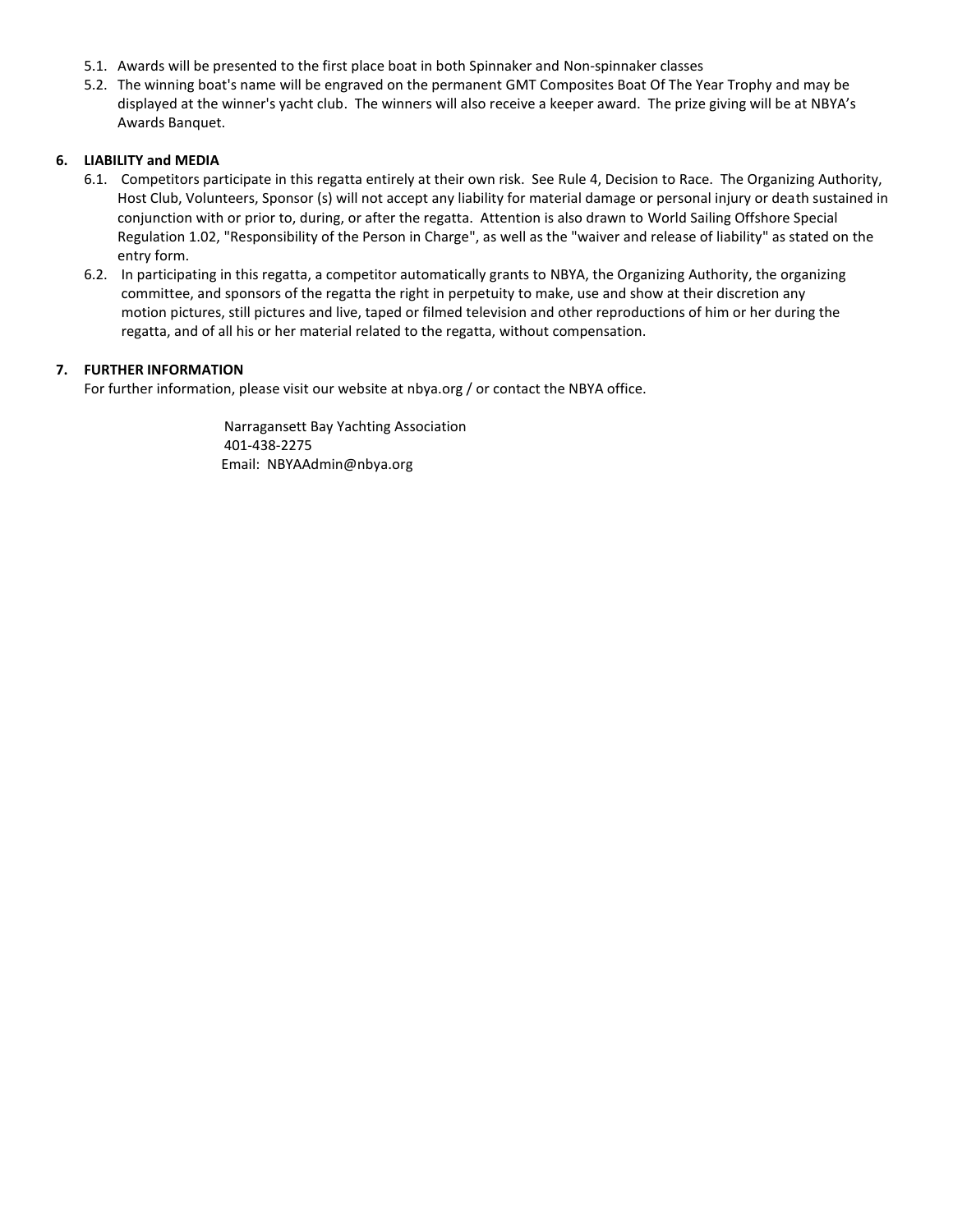5.1. Awards will be presented to the first place boat in both Spinnaker and Non-spinnaker classes

5.2. The winning boat's name will be engraved on the permanent GMT Composites Boat Of The Year Trophy and may be displayed at the winner's yacht club. The winners will also receive a keeper award. The prize giving will be at NBYA's Awards Banquet.

**6. LIABILITY and MEDIA**

6.1. Competitors participate in this regatta entirely at their own risk. See Rule 4, Decision to Race. The Organizing Authority, Host Club, Volunteers, Sponsor (s) will not accept any liability for material damage or personal injury or death sustained in conjunction with or prior to, during, or after the regatta. Attention is also drawn to World Sailing Offshore Special Regulation 1.02, "Responsibility of the Person in Charge", as well as the "waiver and release of liability" as stated on the entry form.

6.2. In participating in this regatta, a competitor automatically grants to NBYA, the Organizing Authority, the organizing committee, and sponsors of the regatta the right in perpetuity to make, use and show at their discretion any motion pictures, still pictures and live, taped or filmed television and other reproductions of him or her during the regatta, and of all his or her material related to the regatta, without compensation.

**7. FURTHER INFORMATION**

For further information, please visit our website at nbya.org / or contact the NBYA office.

Narragansett Bay Yachting Association
401-438-2275
Email: NBYAAdmin@nbya.org